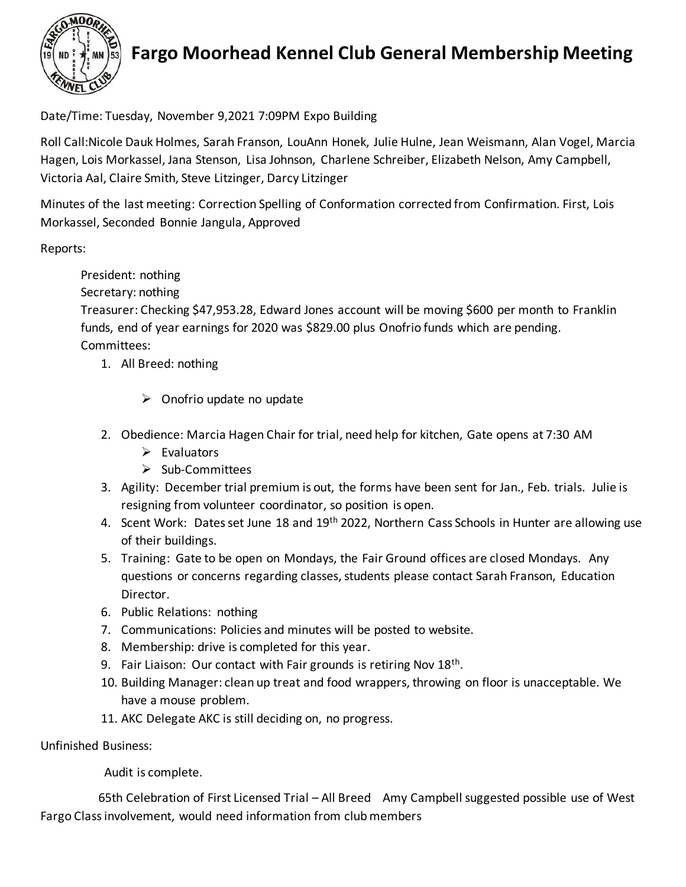# Fargo Moorhead Kennel Club General Membership Meeting

Date/Time: Tuesday, November 9,2021 7:09PM Expo Building

Roll Call:Nicole Dauk Holmes, Sarah Franson, LouAnn Honek, Julie Hulne, Jean Weismann, Alan Vogel, Marcia Hagen, Lois Morkassel, Jana Stenson, Lisa Johnson, Charlene Schreiber, Elizabeth Nelson, Amy Campbell, Victoria Aal, Claire Smith, Steve Litzinger, Darcy Litzinger

Minutes of the last meeting: Correction Spelling of Conformation corrected from Confirmation. First, Lois Morkassel, Seconded Bonnie Jangula, Approved

Reports:

President: nothing

Secretary: nothing

Treasurer: Checking $47,953.28, Edward Jones account will be moving $600 per month to Franklin funds, end of year earnings for 2020 was $829.00 plus Onofrio funds which are pending.

Committees:

1. All Breed: nothing
   - Onofrio update no update
2. Obedience: Marcia Hagen Chair for trial, need help for kitchen, Gate opens at 7:30 AM
   - Evaluators
   - Sub-Committees
3. Agility: December trial premium is out, the forms have been sent for Jan., Feb. trials. Julie is resigning from volunteer coordinator, so position is open.
4. Scent Work: Dates set June 18 and 19th 2022, Northern Cass Schools in Hunter are allowing use of their buildings.
5. Training: Gate to be open on Mondays, the Fair Ground offices are closed Mondays. Any questions or concerns regarding classes, students please contact Sarah Franson, Education Director.
6. Public Relations: nothing
7. Communications: Policies and minutes will be posted to website.
8. Membership: drive is completed for this year.
9. Fair Liaison: Our contact with Fair grounds is retiring Nov 18th.
10. Building Manager: clean up treat and food wrappers, throwing on floor is unacceptable. We have a mouse problem.
11. AKC Delegate AKC is still deciding on, no progress.

Unfinished Business:

Audit is complete.

65th Celebration of First Licensed Trial – All Breed Amy Campbell suggested possible use of West Fargo Class involvement, would need information from club members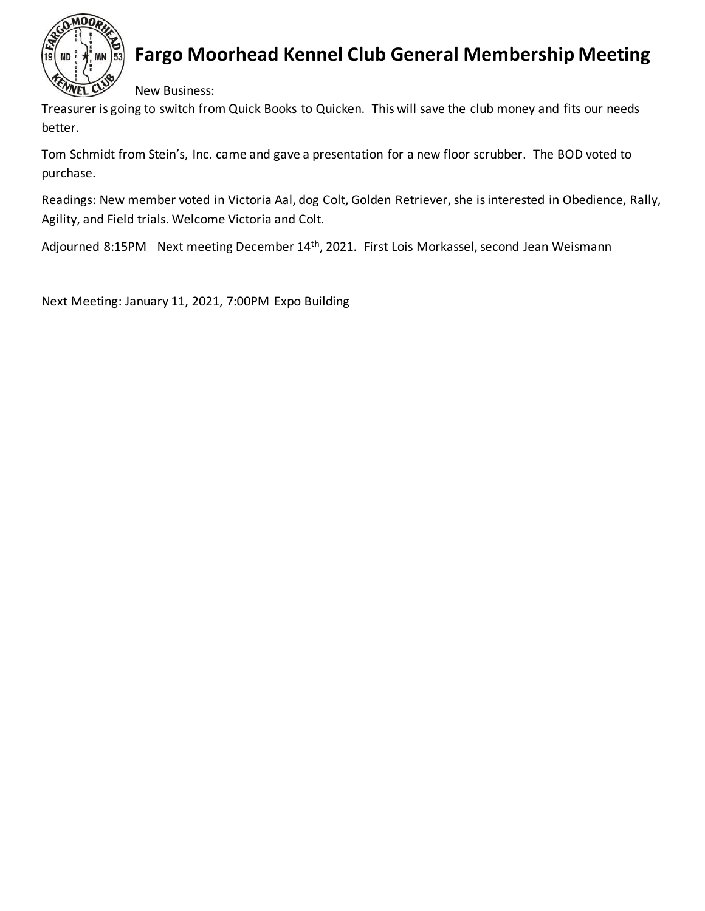# Fargo Moorhead Kennel Club General Membership Meeting

New Business:

Treasurer is going to switch from Quick Books to Quicken. This will save the club money and fits our needs better.

Tom Schmidt from Stein's, Inc. came and gave a presentation for a new floor scrubber. The BOD voted to purchase.

Readings: New member voted in Victoria Aal, dog Colt, Golden Retriever, she is interested in Obedience, Rally, Agility, and Field trials. Welcome Victoria and Colt.

Adjourned 8:15PM Next meeting December 14th, 2021. First Lois Morkassel, second Jean Weismann

Next Meeting: January 11, 2021, 7:00PM Expo Building